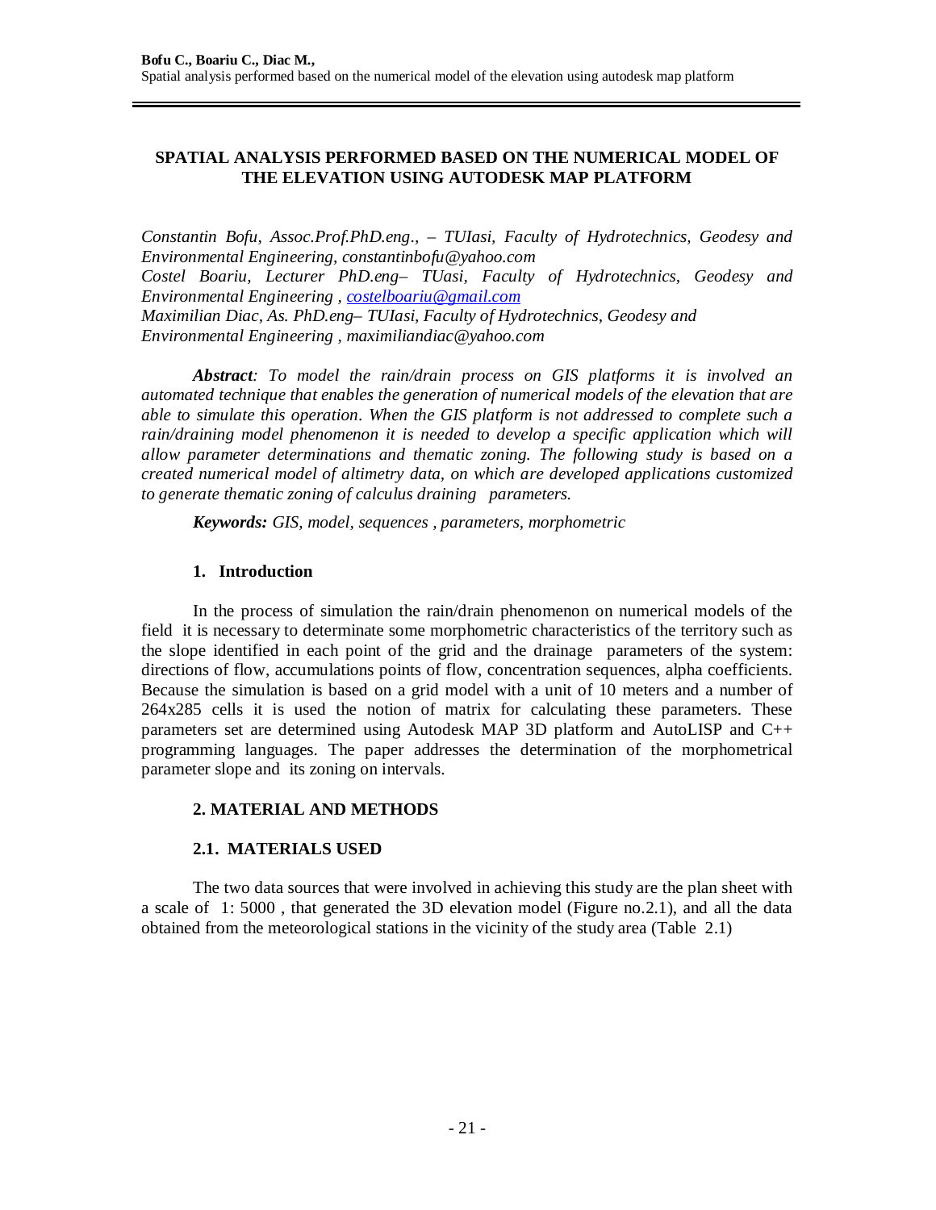# SPATIAL ANALYSIS PERFORMED BASED ON THE NUMERICAL MODEL OF THE ELEVATION USING AUTODESK MAP PLATFORM

*Constantin Bofu, Assoc.Prof.PhD.eng., – TUIasi, Faculty of Hydrotechnics, Geodesy and Environmental Engineering, constantinbofu@yahoo.com*
*Costel Boariu, Lecturer PhD.eng– TUasi, Faculty of Hydrotechnics, Geodesy and Environmental Engineering , costelboariu@gmail.com*
*Maximilian Diac, As. PhD.eng– TUIasi, Faculty of Hydrotechnics, Geodesy and Environmental Engineering , maximiliandiac@yahoo.com*

***Abstract**: To model the rain/drain process on GIS platforms it is involved an automated technique that enables the generation of numerical models of the elevation that are able to simulate this operation. When the GIS platform is not addressed to complete such a rain/draining model phenomenon it is needed to develop a specific application which will allow parameter determinations and thematic zoning. The following study is based on a created numerical model of altimetry data, on which are developed applications customized to generate thematic zoning of calculus draining parameters.*

***Keywords:** GIS, model, sequences , parameters, morphometric*

## 1. Introduction

In the process of simulation the rain/drain phenomenon on numerical models of the field it is necessary to determinate some morphometric characteristics of the territory such as the slope identified in each point of the grid and the drainage parameters of the system: directions of flow, accumulations points of flow, concentration sequences, alpha coefficients. Because the simulation is based on a grid model with a unit of 10 meters and a number of 264x285 cells it is used the notion of matrix for calculating these parameters. These parameters set are determined using Autodesk MAP 3D platform and AutoLISP and C++ programming languages. The paper addresses the determination of the morphometrical parameter slope and its zoning on intervals.

## 2. MATERIAL AND METHODS

### 2.1. MATERIALS USED

The two data sources that were involved in achieving this study are the plan sheet with a scale of 1: 5000 , that generated the 3D elevation model (Figure no.2.1), and all the data obtained from the meteorological stations in the vicinity of the study area (Table 2.1)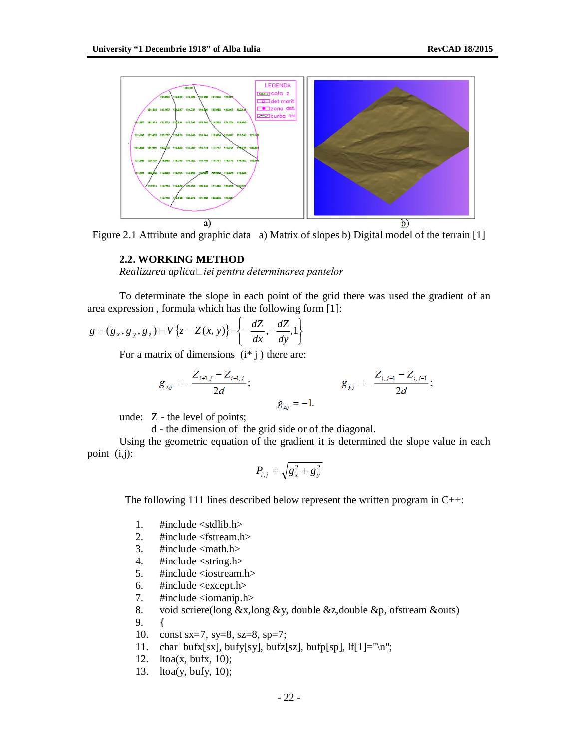Figure 2.1 Attribute and graphic data a) Matrix of slopes b) Digital model of the terrain [1]

### 2.2. WORKING METHOD

*Realizarea aplica□iei pentru determinarea pantelor*

To determinate the slope in each point of the grid there was used the gradient of an area expression , formula which has the following form [1]:

$$g = (g_x, g_y, g_z) = \overline{V}\{z - Z(x, y)\} = \left\{-\frac{dZ}{dx}, -\frac{dZ}{dy}, 1\right\}$$

For a matrix of dimensions (i* j ) there are:

$$g_{xij} = -\frac{Z_{i+1,j} - Z_{i-1,j}}{2d}; \qquad g_{yij} = -\frac{Z_{i,j+1} - Z_{i,j-1}}{2d};$$

$$g_{zij} = -1.$$

unde: Z - the level of points;

d - the dimension of the grid side or of the diagonal.

Using the geometric equation of the gradient it is determined the slope value in each point (i,j):

$$P_{i,j} = \sqrt{g_x^2 + g_y^2}$$

The following 111 lines described below represent the written program in C++:

```
1.  #include <stdlib.h>
2.  #include <fstream.h>
3.  #include <math.h>
4.  #include <string.h>
5.  #include <iostream.h>
6.  #include <except.h>
7.  #include <iomanip.h>
8.  void scriere(long &x,long &y, double &z,double &p, ofstream &outs)
9.  {
10. const sx=7, sy=8, sz=8, sp=7;
11. char bufx[sx], bufy[sy], bufz[sz], bufp[sp], lf[1]="\n";
12. ltoa(x, bufx, 10);
13. ltoa(y, bufy, 10);
```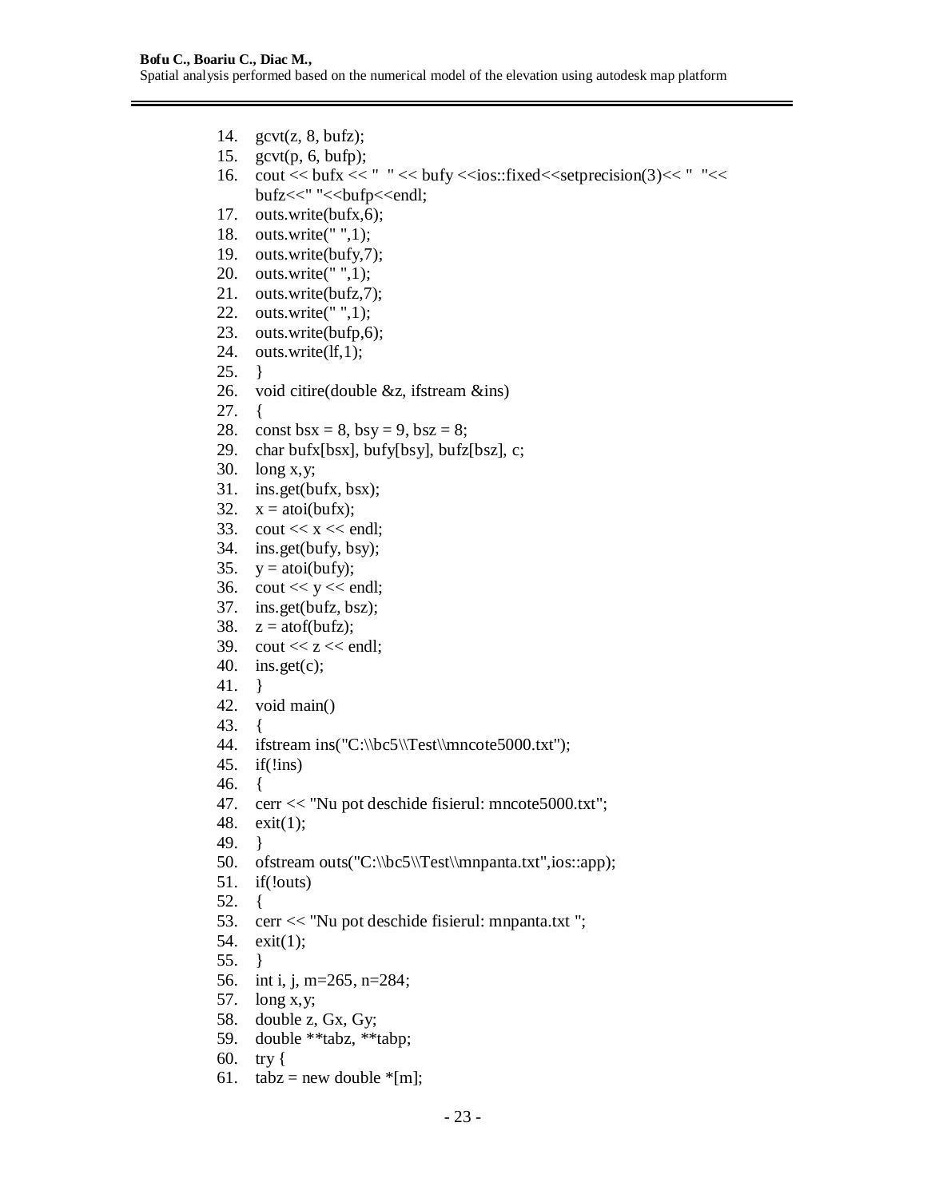```
14.  gcvt(z, 8, bufz);
15.  gcvt(p, 6, bufp);
16.  cout << bufx << "  " << bufy <<ios::fixed<<setprecision(3)<< "  "<<
     bufz<<" "<<bufp<<endl;
17.  outs.write(bufx,6);
18.  outs.write(" ",1);
19.  outs.write(bufy,7);
20.  outs.write(" ",1);
21.  outs.write(bufz,7);
22.  outs.write(" ",1);
23.  outs.write(bufp,6);
24.  outs.write(lf,1);
25.  }
26.  void citire(double &z, ifstream &ins)
27.  {
28.  const bsx = 8, bsy = 9, bsz = 8;
29.  char bufx[bsx], bufy[bsy], bufz[bsz], c;
30.  long x,y;
31.  ins.get(bufx, bsx);
32.  x = atoi(bufx);
33.  cout << x << endl;
34.  ins.get(bufy, bsy);
35.  y = atoi(bufy);
36.  cout << y << endl;
37.  ins.get(bufz, bsz);
38.  z = atof(bufz);
39.  cout << z << endl;
40.  ins.get(c);
41.  }
42.  void main()
43.  {
44.  ifstream ins("C:\\bc5\\Test\\mncote5000.txt");
45.  if(!ins)
46.  {
47.  cerr << "Nu pot deschide fisierul: mncote5000.txt";
48.  exit(1);
49.  }
50.  ofstream outs("C:\\bc5\\Test\\mnpanta.txt",ios::app);
51.  if(!outs)
52.  {
53.  cerr << "Nu pot deschide fisierul: mnpanta.txt ";
54.  exit(1);
55.  }
56.  int i, j, m=265, n=284;
57.  long x,y;
58.  double z, Gx, Gy;
59.  double **tabz, **tabp;
60.  try {
61.  tabz = new double *[m];
```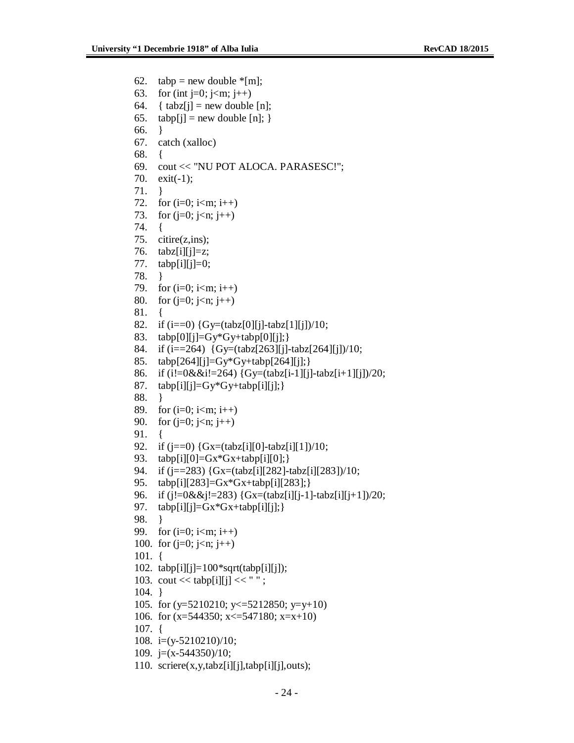```
62.  tabp = new double *[m];
63.  for (int j=0; j<m; j++)
64.  { tabz[j] = new double [n];
65.  tabp[j] = new double [n]; }
66.  }
67.  catch (xalloc)
68.  {
69.  cout << "NU POT ALOCA. PARASESC!";
70.  exit(-1);
71.  }
72.  for (i=0; i<m; i++)
73.  for (j=0; j<n; j++)
74.  {
75.  citire(z,ins);
76.  tabz[i][j]=z;
77.  tabp[i][j]=0;
78.  }
79.  for (i=0; i<m; i++)
80.  for (j=0; j<n; j++)
81.  {
82.  if (i==0) {Gy=(tabz[0][j]-tabz[1][j])/10;
83.  tabp[0][j]=Gy*Gy+tabp[0][j];}
84.  if (i==264)  {Gy=(tabz[263][j]-tabz[264][j])/10;
85.  tabp[264][j]=Gy*Gy+tabp[264][j];}
86.  if (i!=0&&i!=264) {Gy=(tabz[i-1][j]-tabz[i+1][j])/20;
87.  tabp[i][j]=Gy*Gy+tabp[i][j];}
88.  }
89.  for (i=0; i<m; i++)
90.  for (j=0; j<n; j++)
91.  {
92.  if (j==0) {Gx=(tabz[i][0]-tabz[i][1])/10;
93.  tabp[i][0]=Gx*Gx+tabp[i][0];}
94.  if (j==283) {Gx=(tabz[i][282]-tabz[i][283])/10;
95.  tabp[i][283]=Gx*Gx+tabp[i][283];}
96.  if (j!=0&&j!=283) {Gx=(tabz[i][j-1]-tabz[i][j+1])/20;
97.  tabp[i][j]=Gx*Gx+tabp[i][j];}
98.  }
99.  for (i=0; i<m; i++)
100. for (j=0; j<n; j++)
101. {
102. tabp[i][j]=100*sqrt(tabp[i][j]);
103. cout << tabp[i][j] << " " ;
104. }
105. for (y=5210210; y<=5212850; y=y+10)
106. for (x=544350; x<=547180; x=x+10)
107. {
108. i=(y-5210210)/10;
109. j=(x-544350)/10;
110. scriere(x,y,tabz[i][j],tabp[i][j],outs);
```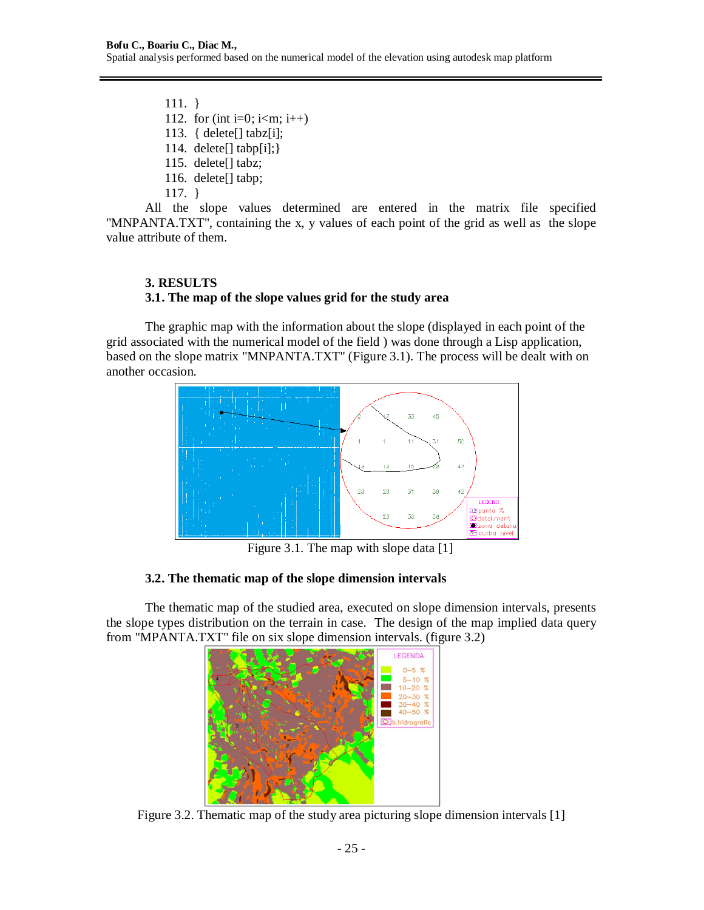```
111. }
112. for (int i=0; i<m; i++)
113. { delete[] tabz[i];
114. delete[] tabp[i];}
115. delete[] tabz;
116. delete[] tabp;
117. }
```

All the slope values determined are entered in the matrix file specified "MNPANTA.TXT", containing the x, y values of each point of the grid as well as the slope value attribute of them.

## 3. RESULTS

### 3.1. The map of the slope values grid for the study area

The graphic map with the information about the slope (displayed in each point of the grid associated with the numerical model of the field ) was done through a Lisp application, based on the slope matrix "MNPANTA.TXT" (Figure 3.1). The process will be dealt with on another occasion.

Figure 3.1. The map with slope data [1]

### 3.2. The thematic map of the slope dimension intervals

The thematic map of the studied area, executed on slope dimension intervals, presents the slope types distribution on the terrain in case. The design of the map implied data query from "MPANTA.TXT" file on six slope dimension intervals. (figure 3.2)

Figure 3.2. Thematic map of the study area picturing slope dimension intervals [1]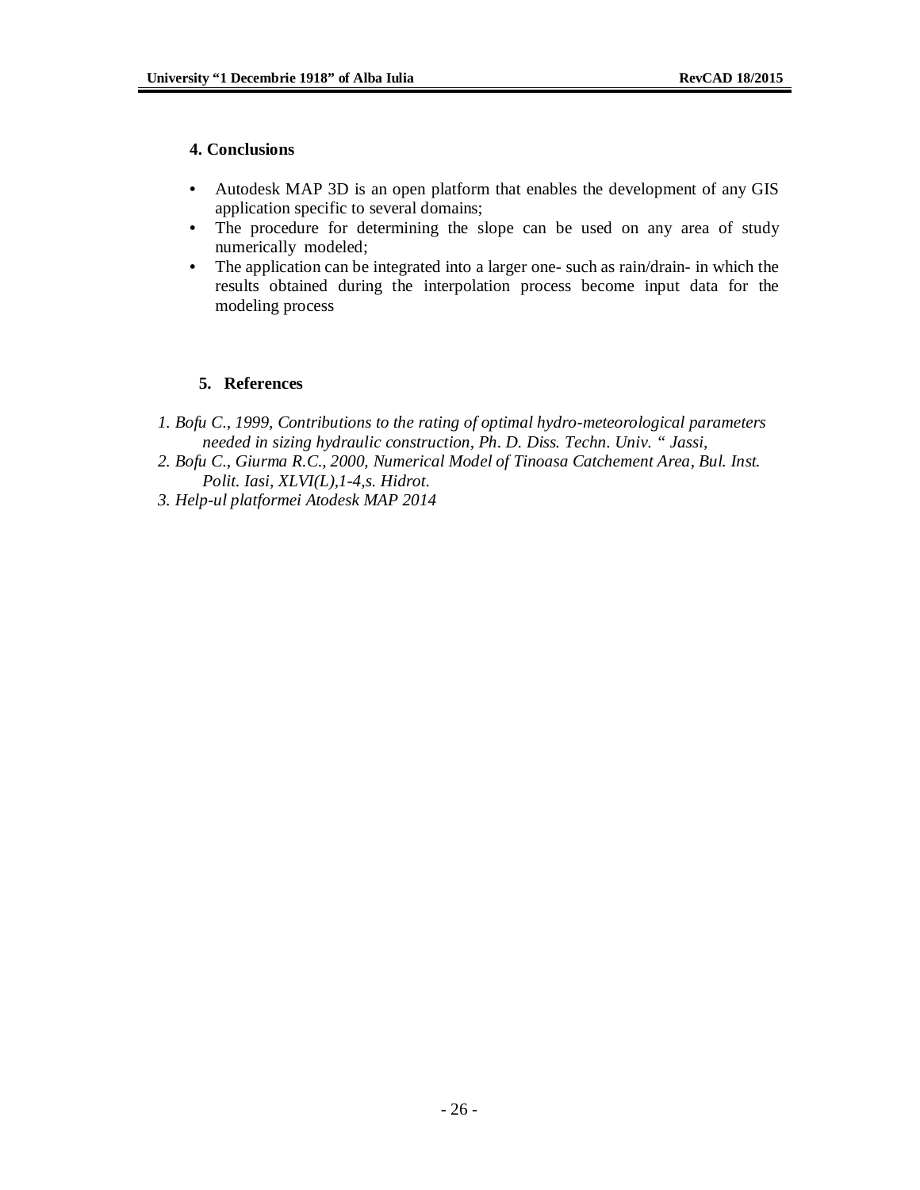## 4. Conclusions

- Autodesk MAP 3D is an open platform that enables the development of any GIS application specific to several domains;
- The procedure for determining the slope can be used on any area of study numerically modeled;
- The application can be integrated into a larger one- such as rain/drain- in which the results obtained during the interpolation process become input data for the modeling process

## 5. References

1. *Bofu C., 1999, Contributions to the rating of optimal hydro-meteorological parameters needed in sizing hydraulic construction, Ph. D. Diss. Techn. Univ. " Jassi,*
2. *Bofu C., Giurma R.C., 2000, Numerical Model of Tinoasa Catchement Area, Bul. Inst. Polit. Iasi, XLVI(L),1-4,s. Hidrot.*
3. *Help-ul platformei Atodesk MAP 2014*